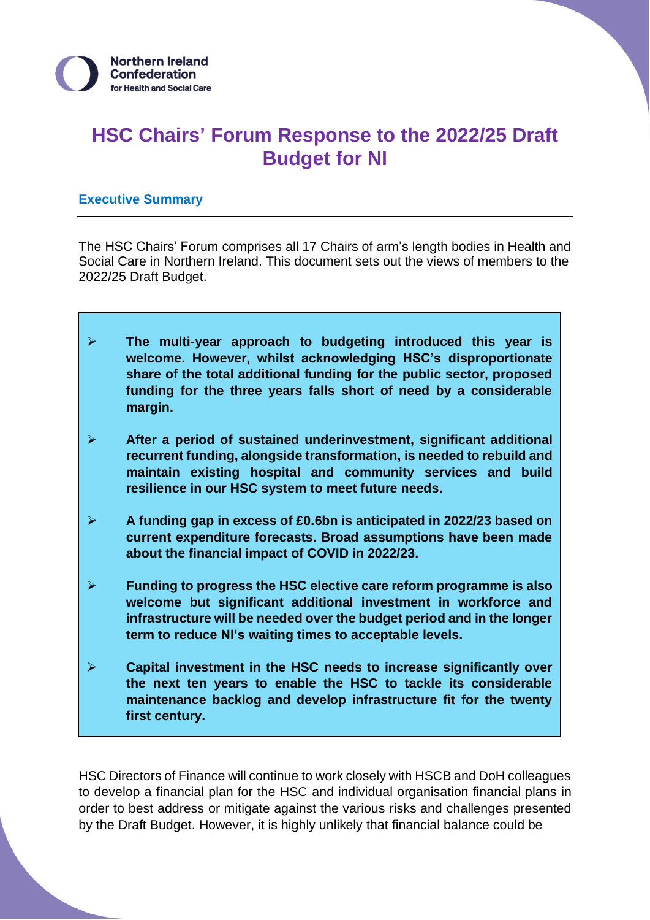Northern Ireland Confederation for Health and Social Care

# HSC Chairs' Forum Response to the 2022/25 Draft Budget for NI

## Executive Summary

The HSC Chairs' Forum comprises all 17 Chairs of arm's length bodies in Health and Social Care in Northern Ireland. This document sets out the views of members to the 2022/25 Draft Budget.

- **The multi-year approach to budgeting introduced this year is welcome. However, whilst acknowledging HSC's disproportionate share of the total additional funding for the public sector, proposed funding for the three years falls short of need by a considerable margin.**
- **After a period of sustained underinvestment, significant additional recurrent funding, alongside transformation, is needed to rebuild and maintain existing hospital and community services and build resilience in our HSC system to meet future needs.**
- **A funding gap in excess of £0.6bn is anticipated in 2022/23 based on current expenditure forecasts. Broad assumptions have been made about the financial impact of COVID in 2022/23.**
- **Funding to progress the HSC elective care reform programme is also welcome but significant additional investment in workforce and infrastructure will be needed over the budget period and in the longer term to reduce NI's waiting times to acceptable levels.**
- **Capital investment in the HSC needs to increase significantly over the next ten years to enable the HSC to tackle its considerable maintenance backlog and develop infrastructure fit for the twenty first century.**

HSC Directors of Finance will continue to work closely with HSCB and DoH colleagues to develop a financial plan for the HSC and individual organisation financial plans in order to best address or mitigate against the various risks and challenges presented by the Draft Budget. However, it is highly unlikely that financial balance could be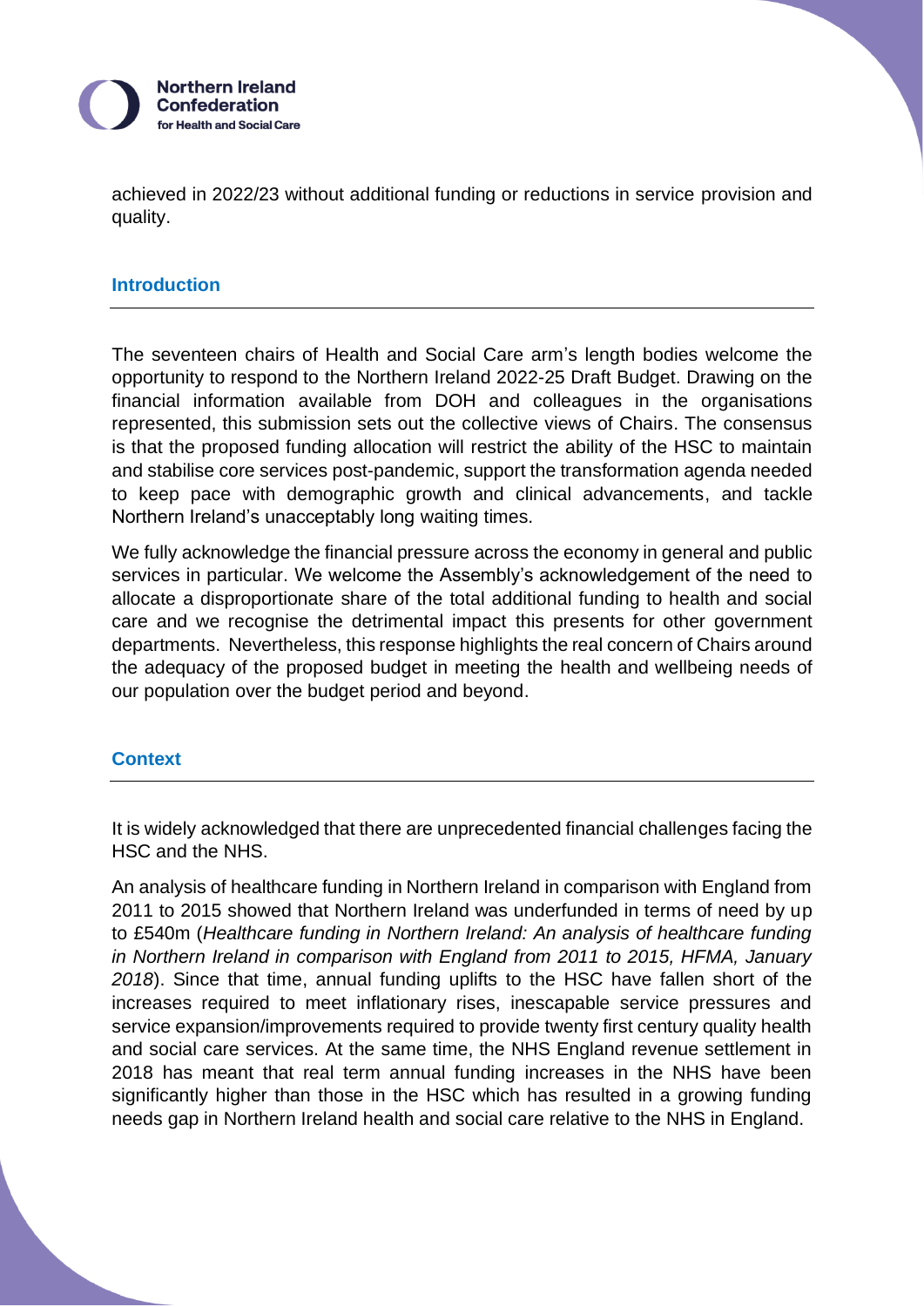achieved in 2022/23 without additional funding or reductions in service provision and quality.

## Introduction

The seventeen chairs of Health and Social Care arm's length bodies welcome the opportunity to respond to the Northern Ireland 2022-25 Draft Budget. Drawing on the financial information available from DOH and colleagues in the organisations represented, this submission sets out the collective views of Chairs. The consensus is that the proposed funding allocation will restrict the ability of the HSC to maintain and stabilise core services post-pandemic, support the transformation agenda needed to keep pace with demographic growth and clinical advancements, and tackle Northern Ireland's unacceptably long waiting times.

We fully acknowledge the financial pressure across the economy in general and public services in particular. We welcome the Assembly's acknowledgement of the need to allocate a disproportionate share of the total additional funding to health and social care and we recognise the detrimental impact this presents for other government departments. Nevertheless, this response highlights the real concern of Chairs around the adequacy of the proposed budget in meeting the health and wellbeing needs of our population over the budget period and beyond.

## Context

It is widely acknowledged that there are unprecedented financial challenges facing the HSC and the NHS.

An analysis of healthcare funding in Northern Ireland in comparison with England from 2011 to 2015 showed that Northern Ireland was underfunded in terms of need by up to £540m (*Healthcare funding in Northern Ireland: An analysis of healthcare funding in Northern Ireland in comparison with England from 2011 to 2015, HFMA, January 2018*). Since that time, annual funding uplifts to the HSC have fallen short of the increases required to meet inflationary rises, inescapable service pressures and service expansion/improvements required to provide twenty first century quality health and social care services. At the same time, the NHS England revenue settlement in 2018 has meant that real term annual funding increases in the NHS have been significantly higher than those in the HSC which has resulted in a growing funding needs gap in Northern Ireland health and social care relative to the NHS in England.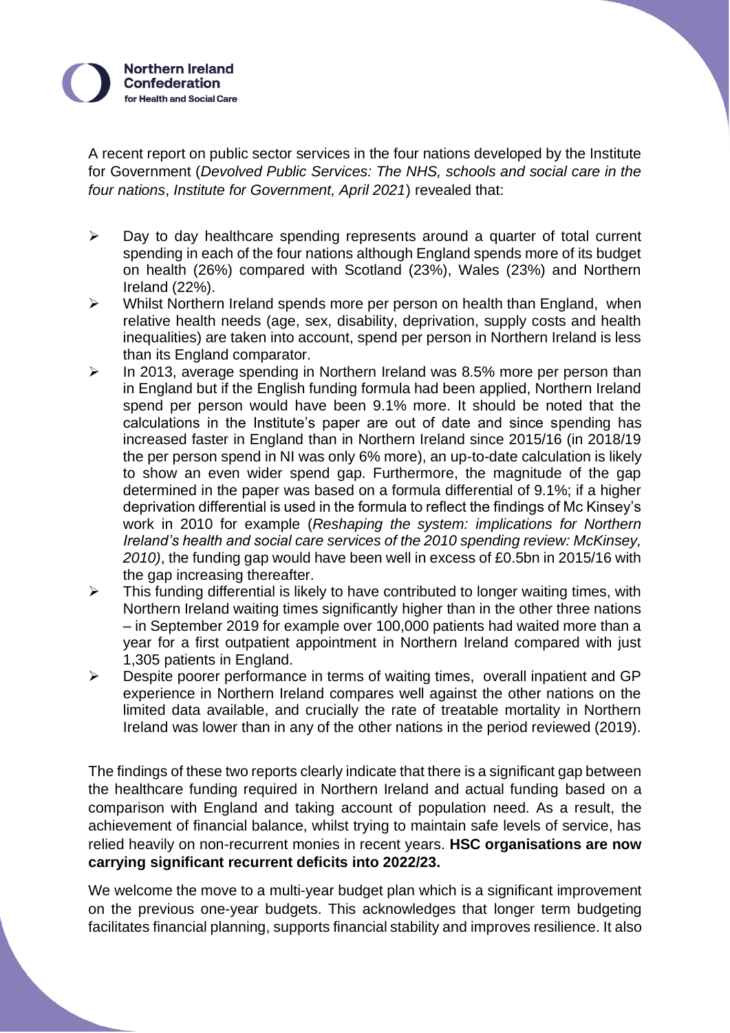A recent report on public sector services in the four nations developed by the Institute for Government (*Devolved Public Services: The NHS, schools and social care in the four nations*, *Institute for Government, April 2021*) revealed that:

- Day to day healthcare spending represents around a quarter of total current spending in each of the four nations although England spends more of its budget on health (26%) compared with Scotland (23%), Wales (23%) and Northern Ireland (22%).
- Whilst Northern Ireland spends more per person on health than England, when relative health needs (age, sex, disability, deprivation, supply costs and health inequalities) are taken into account, spend per person in Northern Ireland is less than its England comparator.
- In 2013, average spending in Northern Ireland was 8.5% more per person than in England but if the English funding formula had been applied, Northern Ireland spend per person would have been 9.1% more. It should be noted that the calculations in the Institute's paper are out of date and since spending has increased faster in England than in Northern Ireland since 2015/16 (in 2018/19 the per person spend in NI was only 6% more), an up-to-date calculation is likely to show an even wider spend gap. Furthermore, the magnitude of the gap determined in the paper was based on a formula differential of 9.1%; if a higher deprivation differential is used in the formula to reflect the findings of Mc Kinsey's work in 2010 for example (*Reshaping the system: implications for Northern Ireland's health and social care services of the 2010 spending review: McKinsey, 2010)*, the funding gap would have been well in excess of £0.5bn in 2015/16 with the gap increasing thereafter.
- This funding differential is likely to have contributed to longer waiting times, with Northern Ireland waiting times significantly higher than in the other three nations – in September 2019 for example over 100,000 patients had waited more than a year for a first outpatient appointment in Northern Ireland compared with just 1,305 patients in England.
- Despite poorer performance in terms of waiting times, overall inpatient and GP experience in Northern Ireland compares well against the other nations on the limited data available, and crucially the rate of treatable mortality in Northern Ireland was lower than in any of the other nations in the period reviewed (2019).

The findings of these two reports clearly indicate that there is a significant gap between the healthcare funding required in Northern Ireland and actual funding based on a comparison with England and taking account of population need. As a result, the achievement of financial balance, whilst trying to maintain safe levels of service, has relied heavily on non-recurrent monies in recent years. **HSC organisations are now carrying significant recurrent deficits into 2022/23.**

We welcome the move to a multi-year budget plan which is a significant improvement on the previous one-year budgets. This acknowledges that longer term budgeting facilitates financial planning, supports financial stability and improves resilience. It also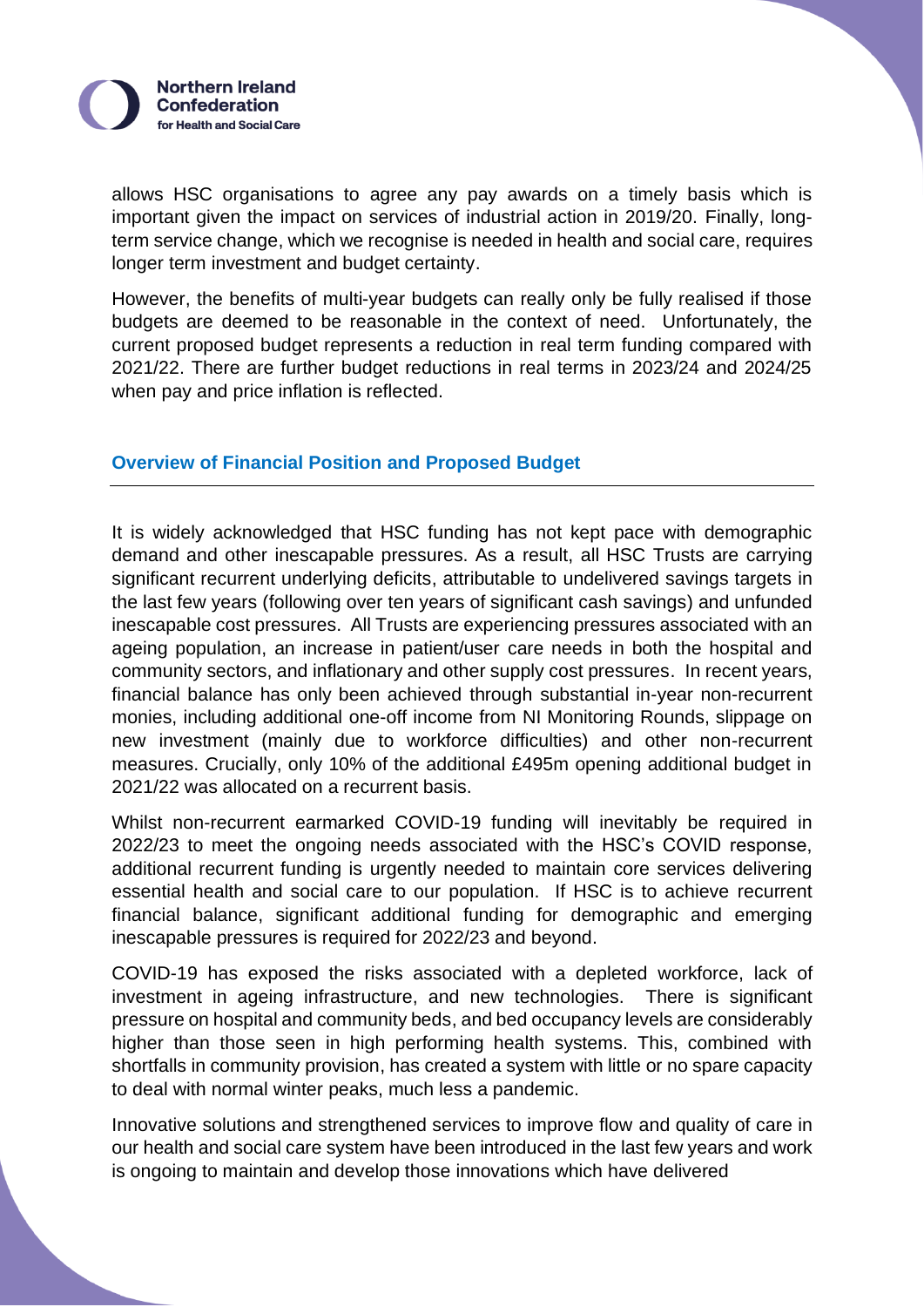allows HSC organisations to agree any pay awards on a timely basis which is important given the impact on services of industrial action in 2019/20. Finally, long-term service change, which we recognise is needed in health and social care, requires longer term investment and budget certainty.

However, the benefits of multi-year budgets can really only be fully realised if those budgets are deemed to be reasonable in the context of need. Unfortunately, the current proposed budget represents a reduction in real term funding compared with 2021/22. There are further budget reductions in real terms in 2023/24 and 2024/25 when pay and price inflation is reflected.

## Overview of Financial Position and Proposed Budget

It is widely acknowledged that HSC funding has not kept pace with demographic demand and other inescapable pressures. As a result, all HSC Trusts are carrying significant recurrent underlying deficits, attributable to undelivered savings targets in the last few years (following over ten years of significant cash savings) and unfunded inescapable cost pressures. All Trusts are experiencing pressures associated with an ageing population, an increase in patient/user care needs in both the hospital and community sectors, and inflationary and other supply cost pressures. In recent years, financial balance has only been achieved through substantial in-year non-recurrent monies, including additional one-off income from NI Monitoring Rounds, slippage on new investment (mainly due to workforce difficulties) and other non-recurrent measures. Crucially, only 10% of the additional £495m opening additional budget in 2021/22 was allocated on a recurrent basis.

Whilst non-recurrent earmarked COVID-19 funding will inevitably be required in 2022/23 to meet the ongoing needs associated with the HSC's COVID response, additional recurrent funding is urgently needed to maintain core services delivering essential health and social care to our population. If HSC is to achieve recurrent financial balance, significant additional funding for demographic and emerging inescapable pressures is required for 2022/23 and beyond.

COVID-19 has exposed the risks associated with a depleted workforce, lack of investment in ageing infrastructure, and new technologies. There is significant pressure on hospital and community beds, and bed occupancy levels are considerably higher than those seen in high performing health systems. This, combined with shortfalls in community provision, has created a system with little or no spare capacity to deal with normal winter peaks, much less a pandemic.

Innovative solutions and strengthened services to improve flow and quality of care in our health and social care system have been introduced in the last few years and work is ongoing to maintain and develop those innovations which have delivered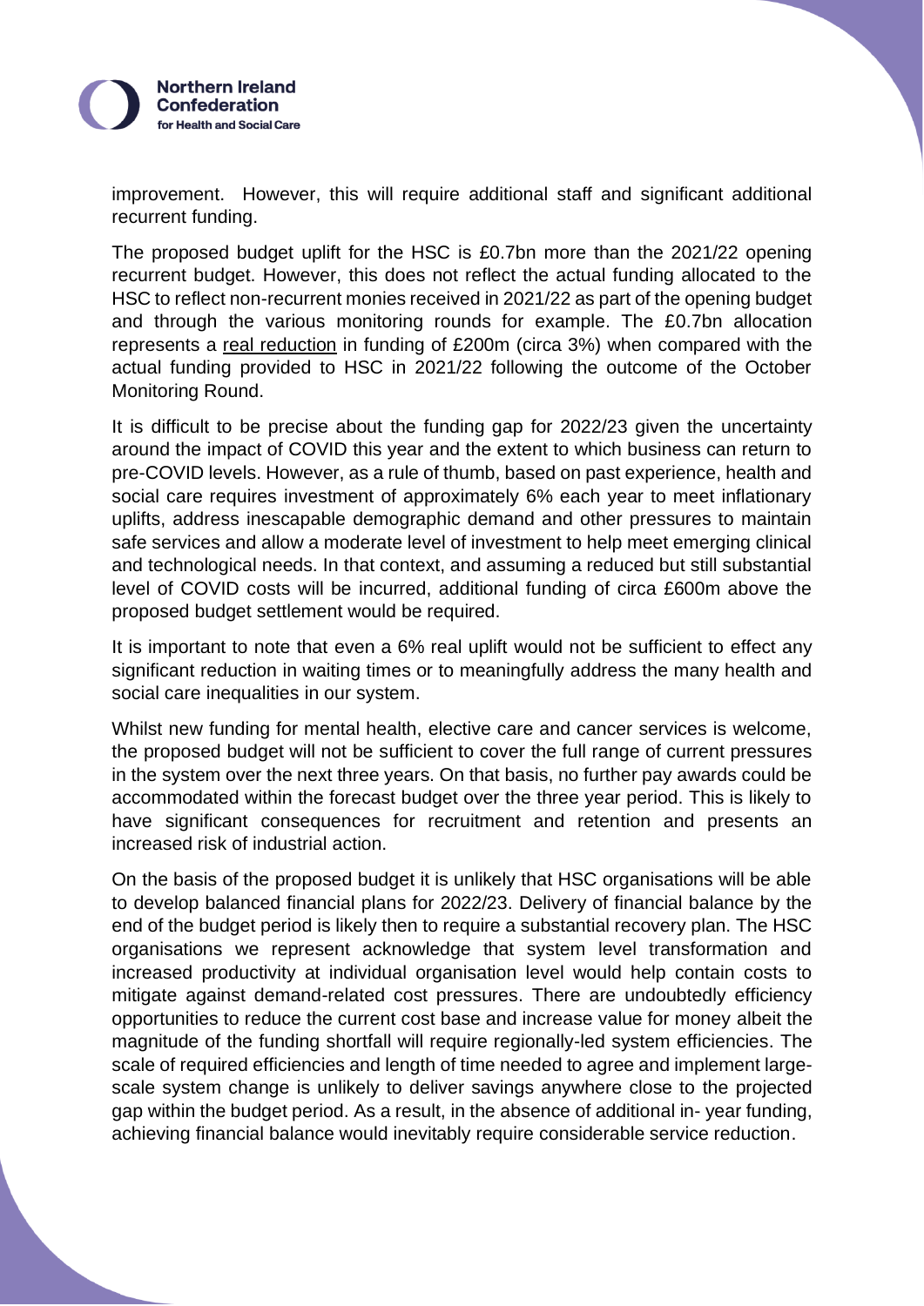improvement. However, this will require additional staff and significant additional recurrent funding.

The proposed budget uplift for the HSC is £0.7bn more than the 2021/22 opening recurrent budget. However, this does not reflect the actual funding allocated to the HSC to reflect non-recurrent monies received in 2021/22 as part of the opening budget and through the various monitoring rounds for example. The £0.7bn allocation represents a <u>real reduction</u> in funding of £200m (circa 3%) when compared with the actual funding provided to HSC in 2021/22 following the outcome of the October Monitoring Round.

It is difficult to be precise about the funding gap for 2022/23 given the uncertainty around the impact of COVID this year and the extent to which business can return to pre-COVID levels. However, as a rule of thumb, based on past experience, health and social care requires investment of approximately 6% each year to meet inflationary uplifts, address inescapable demographic demand and other pressures to maintain safe services and allow a moderate level of investment to help meet emerging clinical and technological needs. In that context, and assuming a reduced but still substantial level of COVID costs will be incurred, additional funding of circa £600m above the proposed budget settlement would be required.

It is important to note that even a 6% real uplift would not be sufficient to effect any significant reduction in waiting times or to meaningfully address the many health and social care inequalities in our system.

Whilst new funding for mental health, elective care and cancer services is welcome, the proposed budget will not be sufficient to cover the full range of current pressures in the system over the next three years. On that basis, no further pay awards could be accommodated within the forecast budget over the three year period. This is likely to have significant consequences for recruitment and retention and presents an increased risk of industrial action.

On the basis of the proposed budget it is unlikely that HSC organisations will be able to develop balanced financial plans for 2022/23. Delivery of financial balance by the end of the budget period is likely then to require a substantial recovery plan. The HSC organisations we represent acknowledge that system level transformation and increased productivity at individual organisation level would help contain costs to mitigate against demand-related cost pressures. There are undoubtedly efficiency opportunities to reduce the current cost base and increase value for money albeit the magnitude of the funding shortfall will require regionally-led system efficiencies. The scale of required efficiencies and length of time needed to agree and implement large-scale system change is unlikely to deliver savings anywhere close to the projected gap within the budget period. As a result, in the absence of additional in- year funding, achieving financial balance would inevitably require considerable service reduction.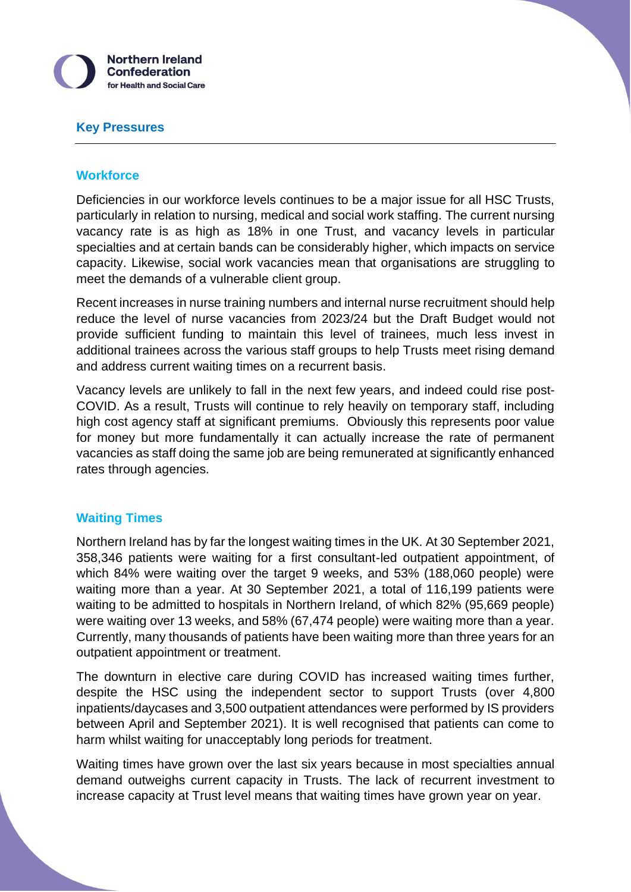## Key Pressures

### Workforce

Deficiencies in our workforce levels continues to be a major issue for all HSC Trusts, particularly in relation to nursing, medical and social work staffing. The current nursing vacancy rate is as high as 18% in one Trust, and vacancy levels in particular specialties and at certain bands can be considerably higher, which impacts on service capacity. Likewise, social work vacancies mean that organisations are struggling to meet the demands of a vulnerable client group.

Recent increases in nurse training numbers and internal nurse recruitment should help reduce the level of nurse vacancies from 2023/24 but the Draft Budget would not provide sufficient funding to maintain this level of trainees, much less invest in additional trainees across the various staff groups to help Trusts meet rising demand and address current waiting times on a recurrent basis.

Vacancy levels are unlikely to fall in the next few years, and indeed could rise post-COVID. As a result, Trusts will continue to rely heavily on temporary staff, including high cost agency staff at significant premiums. Obviously this represents poor value for money but more fundamentally it can actually increase the rate of permanent vacancies as staff doing the same job are being remunerated at significantly enhanced rates through agencies.

### Waiting Times

Northern Ireland has by far the longest waiting times in the UK. At 30 September 2021, 358,346 patients were waiting for a first consultant-led outpatient appointment, of which 84% were waiting over the target 9 weeks, and 53% (188,060 people) were waiting more than a year. At 30 September 2021, a total of 116,199 patients were waiting to be admitted to hospitals in Northern Ireland, of which 82% (95,669 people) were waiting over 13 weeks, and 58% (67,474 people) were waiting more than a year. Currently, many thousands of patients have been waiting more than three years for an outpatient appointment or treatment.

The downturn in elective care during COVID has increased waiting times further, despite the HSC using the independent sector to support Trusts (over 4,800 inpatients/daycases and 3,500 outpatient attendances were performed by IS providers between April and September 2021). It is well recognised that patients can come to harm whilst waiting for unacceptably long periods for treatment.

Waiting times have grown over the last six years because in most specialties annual demand outweighs current capacity in Trusts. The lack of recurrent investment to increase capacity at Trust level means that waiting times have grown year on year.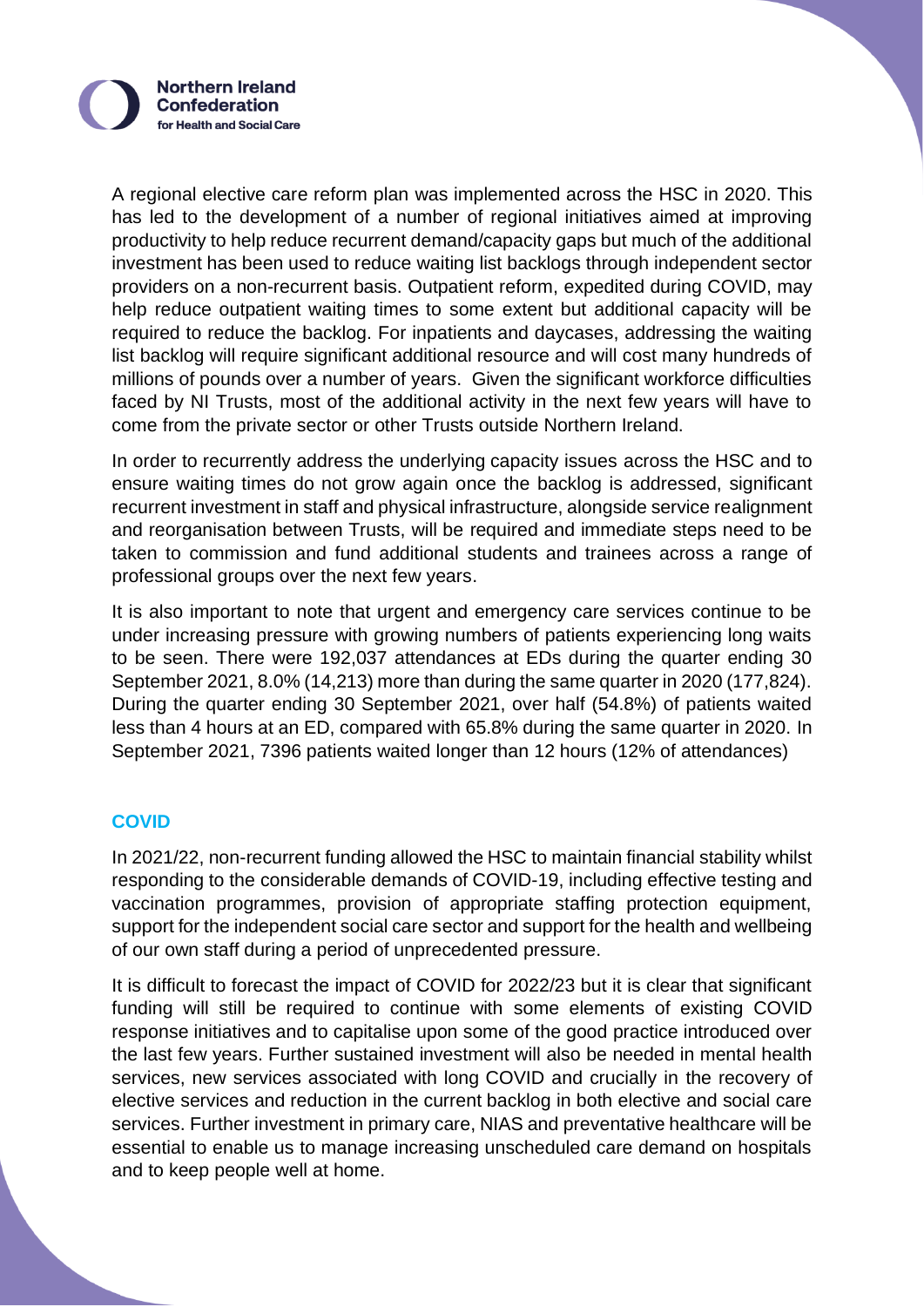A regional elective care reform plan was implemented across the HSC in 2020. This has led to the development of a number of regional initiatives aimed at improving productivity to help reduce recurrent demand/capacity gaps but much of the additional investment has been used to reduce waiting list backlogs through independent sector providers on a non-recurrent basis. Outpatient reform, expedited during COVID, may help reduce outpatient waiting times to some extent but additional capacity will be required to reduce the backlog. For inpatients and daycases, addressing the waiting list backlog will require significant additional resource and will cost many hundreds of millions of pounds over a number of years. Given the significant workforce difficulties faced by NI Trusts, most of the additional activity in the next few years will have to come from the private sector or other Trusts outside Northern Ireland.

In order to recurrently address the underlying capacity issues across the HSC and to ensure waiting times do not grow again once the backlog is addressed, significant recurrent investment in staff and physical infrastructure, alongside service realignment and reorganisation between Trusts, will be required and immediate steps need to be taken to commission and fund additional students and trainees across a range of professional groups over the next few years.

It is also important to note that urgent and emergency care services continue to be under increasing pressure with growing numbers of patients experiencing long waits to be seen. There were 192,037 attendances at EDs during the quarter ending 30 September 2021, 8.0% (14,213) more than during the same quarter in 2020 (177,824). During the quarter ending 30 September 2021, over half (54.8%) of patients waited less than 4 hours at an ED, compared with 65.8% during the same quarter in 2020. In September 2021, 7396 patients waited longer than 12 hours (12% of attendances)

## COVID

In 2021/22, non-recurrent funding allowed the HSC to maintain financial stability whilst responding to the considerable demands of COVID-19, including effective testing and vaccination programmes, provision of appropriate staffing protection equipment, support for the independent social care sector and support for the health and wellbeing of our own staff during a period of unprecedented pressure.

It is difficult to forecast the impact of COVID for 2022/23 but it is clear that significant funding will still be required to continue with some elements of existing COVID response initiatives and to capitalise upon some of the good practice introduced over the last few years. Further sustained investment will also be needed in mental health services, new services associated with long COVID and crucially in the recovery of elective services and reduction in the current backlog in both elective and social care services. Further investment in primary care, NIAS and preventative healthcare will be essential to enable us to manage increasing unscheduled care demand on hospitals and to keep people well at home.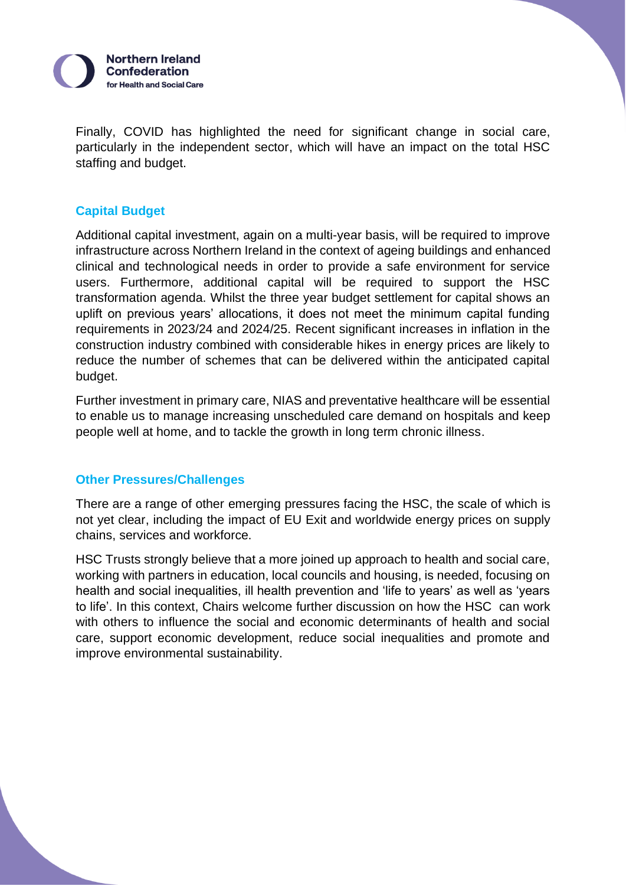Finally, COVID has highlighted the need for significant change in social care, particularly in the independent sector, which will have an impact on the total HSC staffing and budget.

## Capital Budget

Additional capital investment, again on a multi-year basis, will be required to improve infrastructure across Northern Ireland in the context of ageing buildings and enhanced clinical and technological needs in order to provide a safe environment for service users. Furthermore, additional capital will be required to support the HSC transformation agenda. Whilst the three year budget settlement for capital shows an uplift on previous years' allocations, it does not meet the minimum capital funding requirements in 2023/24 and 2024/25. Recent significant increases in inflation in the construction industry combined with considerable hikes in energy prices are likely to reduce the number of schemes that can be delivered within the anticipated capital budget.

Further investment in primary care, NIAS and preventative healthcare will be essential to enable us to manage increasing unscheduled care demand on hospitals and keep people well at home, and to tackle the growth in long term chronic illness.

## Other Pressures/Challenges

There are a range of other emerging pressures facing the HSC, the scale of which is not yet clear, including the impact of EU Exit and worldwide energy prices on supply chains, services and workforce.

HSC Trusts strongly believe that a more joined up approach to health and social care, working with partners in education, local councils and housing, is needed, focusing on health and social inequalities, ill health prevention and 'life to years' as well as 'years to life'. In this context, Chairs welcome further discussion on how the HSC can work with others to influence the social and economic determinants of health and social care, support economic development, reduce social inequalities and promote and improve environmental sustainability.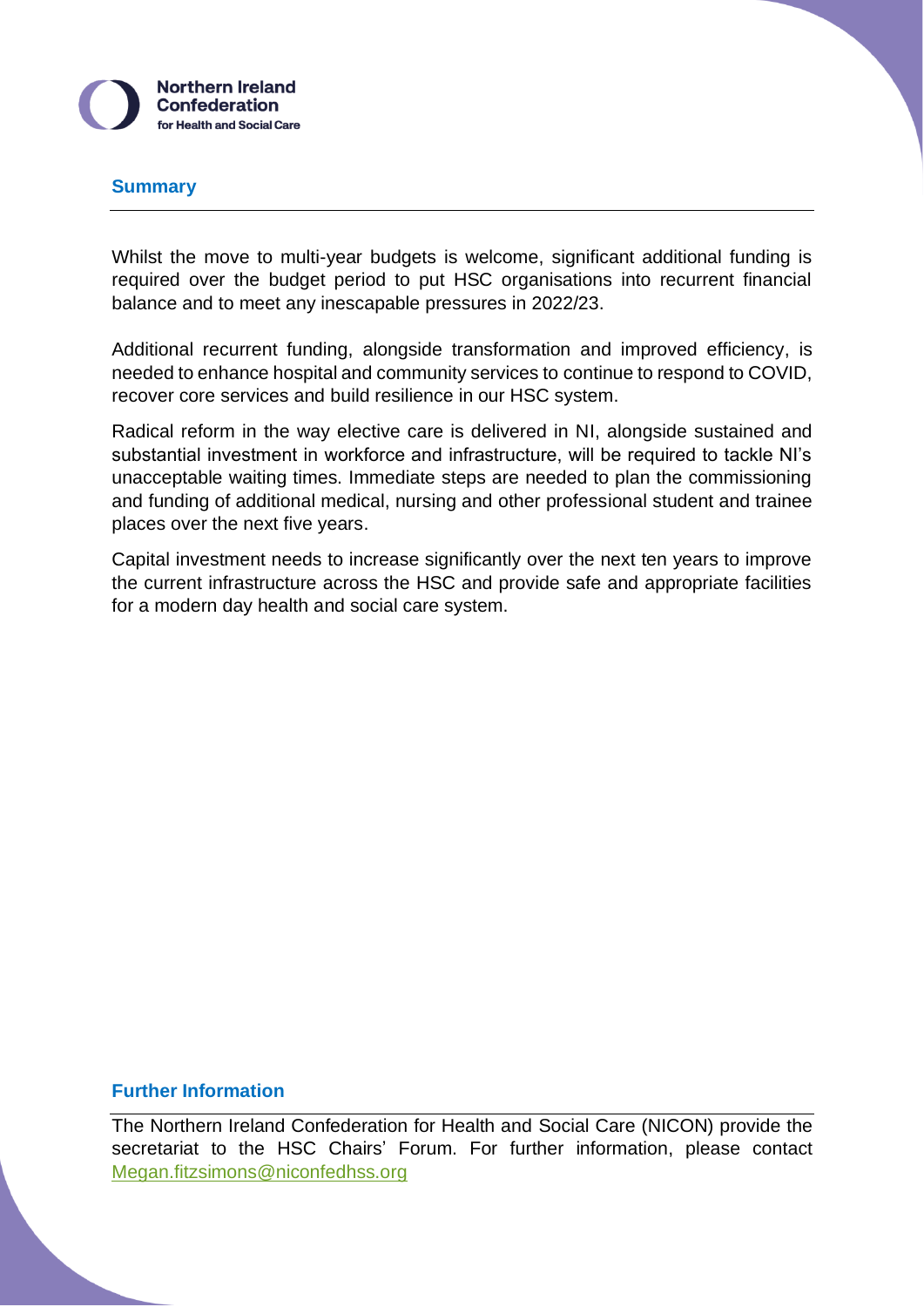## Summary

Whilst the move to multi-year budgets is welcome, significant additional funding is required over the budget period to put HSC organisations into recurrent financial balance and to meet any inescapable pressures in 2022/23.

Additional recurrent funding, alongside transformation and improved efficiency, is needed to enhance hospital and community services to continue to respond to COVID, recover core services and build resilience in our HSC system.

Radical reform in the way elective care is delivered in NI, alongside sustained and substantial investment in workforce and infrastructure, will be required to tackle NI's unacceptable waiting times. Immediate steps are needed to plan the commissioning and funding of additional medical, nursing and other professional student and trainee places over the next five years.

Capital investment needs to increase significantly over the next ten years to improve the current infrastructure across the HSC and provide safe and appropriate facilities for a modern day health and social care system.

## Further Information

The Northern Ireland Confederation for Health and Social Care (NICON) provide the secretariat to the HSC Chairs' Forum. For further information, please contact Megan.fitzsimons@niconfedhss.org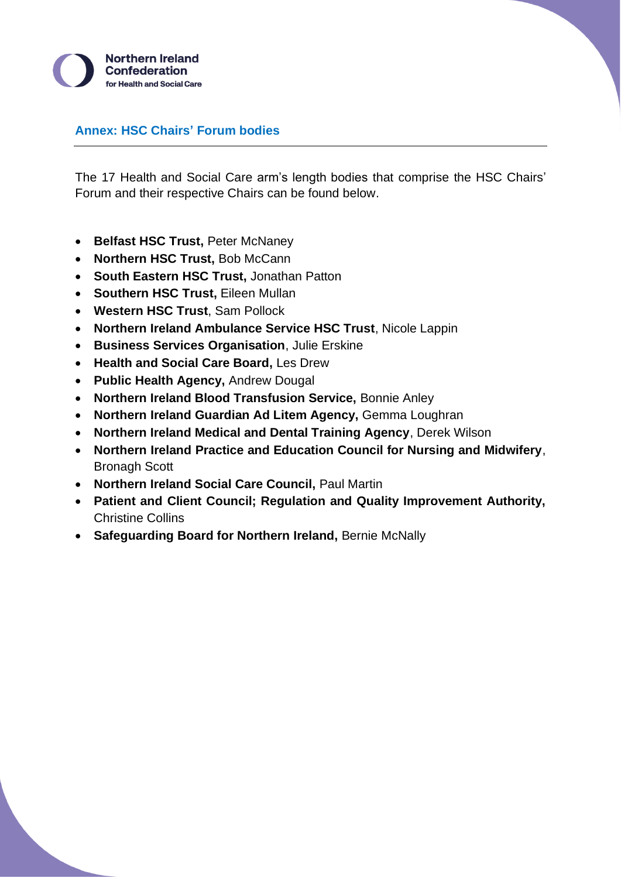## Annex: HSC Chairs' Forum bodies

The 17 Health and Social Care arm's length bodies that comprise the HSC Chairs' Forum and their respective Chairs can be found below.

- **Belfast HSC Trust,** Peter McNaney
- **Northern HSC Trust,** Bob McCann
- **South Eastern HSC Trust,** Jonathan Patton
- **Southern HSC Trust,** Eileen Mullan
- **Western HSC Trust**, Sam Pollock
- **Northern Ireland Ambulance Service HSC Trust**, Nicole Lappin
- **Business Services Organisation**, Julie Erskine
- **Health and Social Care Board,** Les Drew
- **Public Health Agency,** Andrew Dougal
- **Northern Ireland Blood Transfusion Service,** Bonnie Anley
- **Northern Ireland Guardian Ad Litem Agency,** Gemma Loughran
- **Northern Ireland Medical and Dental Training Agency**, Derek Wilson
- **Northern Ireland Practice and Education Council for Nursing and Midwifery**, Bronagh Scott
- **Northern Ireland Social Care Council,** Paul Martin
- **Patient and Client Council; Regulation and Quality Improvement Authority,** Christine Collins
- **Safeguarding Board for Northern Ireland,** Bernie McNally